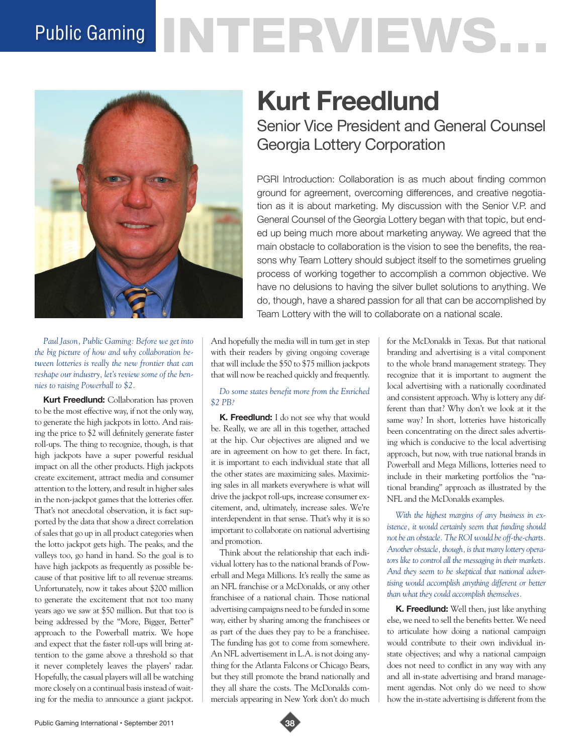# Public Gaming INTERVIEWS...

## Kurt Freedlund

### Senior Vice President and General Counsel Georgia Lottery Corporation

PGRI Introduction: Collaboration is as much about finding common ground for agreement, overcoming differences, and creative negotiation as it is about marketing. My discussion with the Senior V.P. and General Counsel of the Georgia Lottery began with that topic, but ended up being much more about marketing anyway. We agreed that the main obstacle to collaboration is the vision to see the benefits, the reasons why Team Lottery should subject itself to the sometimes grueling process of working together to accomplish a common objective. We have no delusions to having the silver bullet solutions to anything. We do, though, have a shared passion for all that can be accomplished by Team Lottery with the will to collaborate on a national scale.

*Paul Jason, Public Gaming: Before we get into the big picture of how and why collaboration between lotteries is really the new frontier that can reshape our industry, let's review some of the bennies to raising Powerball to $2.*

**Kurt Freedlund:** Collaboration has proven to be the most effective way, if not the only way, to generate the high jackpots in lotto. And raising the price to $2 will definitely generate faster roll-ups. The thing to recognize, though, is that high jackpots have a super powerful residual impact on all the other products. High jackpots create excitement, attract media and consumer attention to the lottery, and result in higher sales in the non-jackpot games that the lotteries offer. That's not anecdotal observation, it is fact supported by the data that show a direct correlation of sales that go up in all product categories when the lotto jackpot gets high. The peaks, and the valleys too, go hand in hand. So the goal is to have high jackpots as frequently as possible because of that positive lift to all revenue streams. Unfortunately, now it takes about $200 million to generate the excitement that not too many years ago we saw at $50 million. But that too is being addressed by the "More, Bigger, Better" approach to the Powerball matrix. We hope and expect that the faster roll-ups will bring attention to the game above a threshold so that it never completely leaves the players' radar. Hopefully, the casual players will all be watching more closely on a continual basis instead of waiting for the media to announce a giant jackpot. And hopefully the media will in turn get in step with their readers by giving ongoing coverage that will include the $50 to $75 million jackpots that will now be reached quickly and frequently.

*Do some states benefit more from the Enriched $2 PB?*

**K. Freedlund:** I do not see why that would be. Really, we are all in this together, attached at the hip. Our objectives are aligned and we are in agreement on how to get there. In fact, it is important to each individual state that all the other states are maximizing sales. Maximizing sales in all markets everywhere is what will drive the jackpot roll-ups, increase consumer excitement, and, ultimately, increase sales. We're interdependent in that sense. That's why it is so important to collaborate on national advertising and promotion.

Think about the relationship that each individual lottery has to the national brands of Powerball and Mega Millions. It's really the same as an NFL franchise or a McDonalds, or any other franchisee of a national chain. Those national advertising campaigns need to be funded in some way, either by sharing among the franchisees or as part of the dues they pay to be a franchisee. The funding has got to come from somewhere. An NFL advertisement in L.A. is not doing anything for the Atlanta Falcons or Chicago Bears, but they still promote the brand nationally and they all share the costs. The McDonalds commercials appearing in New York don't do much for the McDonalds in Texas. But that national branding and advertising is a vital component to the whole brand management strategy. They recognize that it is important to augment the local advertising with a nationally coordinated and consistent approach. Why is lottery any different than that? Why don't we look at it the same way? In short, lotteries have historically been concentrating on the direct sales advertising which is conducive to the local advertising approach, but now, with true national brands in Powerball and Mega Millions, lotteries need to include in their marketing portfolios the "national branding" approach as illustrated by the NFL and the McDonalds examples.

*With the highest margins of any business in existence, it would certainly seem that funding should not be an obstacle. The ROI would be off-the-charts. Another obstacle, though, is that many lottery operators like to control all the messaging in their markets. And they seem to be skeptical that national advertising would accomplish anything different or better than what they could accomplish themselves.*

**K. Freedlund:** Well then, just like anything else, we need to sell the benefits better. We need to articulate how doing a national campaign would contribute to their own individual in-state objectives; and why a national campaign does not need to conflict in any way with any and all in-state advertising and brand management agendas. Not only do we need to show how the in-state advertising is different from the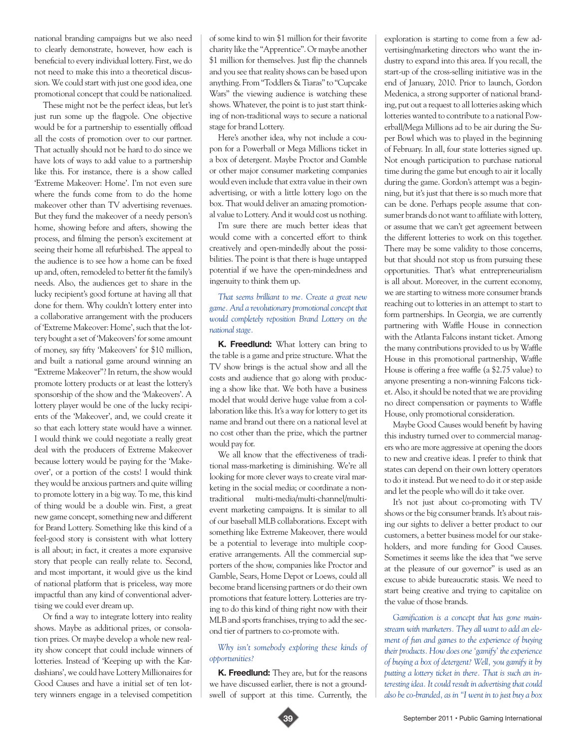national branding campaigns but we also need to clearly demonstrate, however, how each is beneficial to every individual lottery. First, we do not need to make this into a theoretical discussion. We could start with just one good idea, one promotional concept that could be nationalized.

These might not be the perfect ideas, but let's just run some up the flagpole. One objective would be for a partnership to essentially offload all the costs of promotion over to our partner. That actually should not be hard to do since we have lots of ways to add value to a partnership like this. For instance, there is a show called 'Extreme Makeover: Home'. I'm not even sure where the funds come from to do the home makeover other than TV advertising revenues. But they fund the makeover of a needy person's home, showing before and afters, showing the process, and filming the person's excitement at seeing their home all refurbished. The appeal to the audience is to see how a home can be fixed up and, often, remodeled to better fit the family's needs. Also, the audiences get to share in the lucky recipient's good fortune at having all that done for them. Why couldn't lottery enter into a collaborative arrangement with the producers of 'Extreme Makeover: Home', such that the lottery bought a set of 'Makeovers' for some amount of money, say fifty 'Makeovers' for $10 million, and built a national game around winning an "Extreme Makeover"? In return, the show would promote lottery products or at least the lottery's sponsorship of the show and the 'Makeovers'. A lottery player would be one of the lucky recipients of the 'Makeover', and, we could create it so that each lottery state would have a winner. I would think we could negotiate a really great deal with the producers of Extreme Makeover because lottery would be paying for the 'Makeover', or a portion of the costs! I would think they would be anxious partners and quite willing to promote lottery in a big way. To me, this kind of thing would be a double win. First, a great new game concept, something new and different for Brand Lottery. Something like this kind of a feel-good story is consistent with what lottery is all about; in fact, it creates a more expansive story that people can really relate to. Second, and most important, it would give us the kind of national platform that is priceless, way more impactful than any kind of conventional advertising we could ever dream up.

Or find a way to integrate lottery into reality shows. Maybe as additional prizes, or consolation prizes. Or maybe develop a whole new reality show concept that could include winners of lotteries. Instead of 'Keeping up with the Kardashians', we could have Lottery Millionaires for Good Causes and have a initial set of ten lottery winners engage in a televised competition of some kind to win $1 million for their favorite charity like the "Apprentice". Or maybe another $1 million for themselves. Just flip the channels and you see that reality shows can be based upon anything. From "Toddlers & Tiaras" to "Cupcake Wars" the viewing audience is watching these shows. Whatever, the point is to just start thinking of non-traditional ways to secure a national stage for brand Lottery.

Here's another idea, why not include a coupon for a Powerball or Mega Millions ticket in a box of detergent. Maybe Proctor and Gamble or other major consumer marketing companies would even include that extra value in their own advertising, or with a little lottery logo on the box. That would deliver an amazing promotional value to Lottery. And it would cost us nothing.

I'm sure there are much better ideas that would come with a concerted effort to think creatively and open-mindedly about the possibilities. The point is that there is huge untapped potential if we have the open-mindedness and ingenuity to think them up.

*That seems brilliant to me. Create a great new game. And a revolutionary promotional concept that would completely reposition Brand Lottery on the national stage.*

**K. Freedlund:** What lottery can bring to the table is a game and prize structure. What the TV show brings is the actual show and all the costs and audience that go along with producing a show like that. We both have a business model that would derive huge value from a collaboration like this. It's a way for lottery to get its name and brand out there on a national level at no cost other than the prize, which the partner would pay for.

We all know that the effectiveness of traditional mass-marketing is diminishing. We're all looking for more clever ways to create viral marketing in the social media; or coordinate a non-traditional multi-media/multi-channel/multi-event marketing campaigns. It is similar to all of our baseball MLB collaborations. Except with something like Extreme Makeover, there would be a potential to leverage into multiple cooperative arrangements. All the commercial supporters of the show, companies like Proctor and Gamble, Sears, Home Depot or Loews, could all become brand licensing partners or do their own promotions that feature lottery. Lotteries are trying to do this kind of thing right now with their MLB and sports franchises, trying to add the second tier of partners to co-promote with.

*Why isn't somebody exploring these kinds of opportunities?*

**K. Freedlund:** They are, but for the reasons we have discussed earlier, there is not a groundswell of support at this time. Currently, the exploration is starting to come from a few advertising/marketing directors who want the industry to expand into this area. If you recall, the start-up of the cross-selling initiative was in the end of January, 2010. Prior to launch, Gordon Medenica, a strong supporter of national branding, put out a request to all lotteries asking which lotteries wanted to contribute to a national Powerball/Mega Millions ad to be air during the Super Bowl which was to played in the beginning of February. In all, four state lotteries signed up. Not enough participation to purchase national time during the game but enough to air it locally during the game. Gordon's attempt was a beginning, but it's just that there is so much more that can be done. Perhaps people assume that consumer brands do not want to affiliate with lottery, or assume that we can't get agreement between the different lotteries to work on this together. There may be some validity to those concerns, but that should not stop us from pursuing these opportunities. That's what entrepreneurialism is all about. Moreover, in the current economy, we are starting to witness more consumer brands reaching out to lotteries in an attempt to start to form partnerships. In Georgia, we are currently partnering with Waffle House in connection with the Atlanta Falcons instant ticket. Among the many contributions provided to us by Waffle House in this promotional partnership, Waffle House is offering a free waffle (a $2.75 value) to anyone presenting a non-winning Falcons ticket. Also, it should be noted that we are providing no direct compensation or payments to Waffle House, only promotional consideration.

Maybe Good Causes would benefit by having this industry turned over to commercial managers who are more aggressive at opening the doors to new and creative ideas. I prefer to think that states can depend on their own lottery operators to do it instead. But we need to do it or step aside and let the people who will do it take over.

It's not just about co-promoting with TV shows or the big consumer brands. It's about raising our sights to deliver a better product to our customers, a better business model for our stakeholders, and more funding for Good Causes. Sometimes it seems like the idea that "we serve at the pleasure of our governor" is used as an excuse to abide bureaucratic stasis. We need to start being creative and trying to capitalize on the value of those brands.

*Gamification is a concept that has gone mainstream with marketers. They all want to add an element of fun and games to the experience of buying their products. How does one 'gamify' the experience of buying a box of detergent? Well, you gamify it by putting a lottery ticket in there. That is such an interesting idea. It could result in advertising that could also be co-branded, as in "I went in to just buy a box*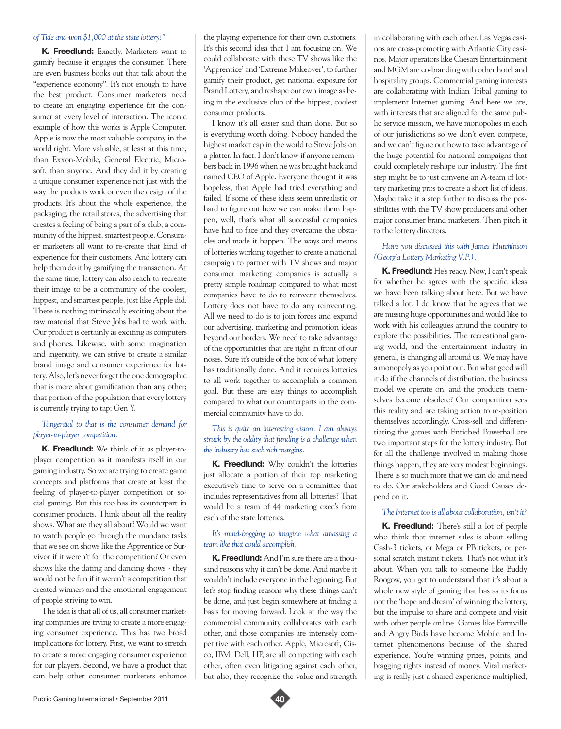*of Tide and won $1,000 at the state lottery!"*

**K. Freedlund:** Exactly. Marketers want to gamify because it engages the consumer. There are even business books out that talk about the "experience economy". It's not enough to have the best product. Consumer marketers need to create an engaging experience for the consumer at every level of interaction. The iconic example of how this works is Apple Computer. Apple is now the most valuable company in the world right. More valuable, at least at this time, than Exxon-Mobile, General Electric, Microsoft, than anyone. And they did it by creating a unique consumer experience not just with the way the products work or even the design of the products. It's about the whole experience, the packaging, the retail stores, the advertising that creates a feeling of being a part of a club, a community of the hippest, smartest people. Consumer marketers all want to re-create that kind of experience for their customers. And lottery can help them do it by gamifying the transaction. At the same time, lottery can also reach to recreate their image to be a community of the coolest, hippest, and smartest people, just like Apple did. There is nothing intrinsically exciting about the raw material that Steve Jobs had to work with. Our product is certainly as exciting as computers and phones. Likewise, with some imagination and ingenuity, we can strive to create a similar brand image and consumer experience for lottery. Also, let's never forget the one demographic that is more about gamification than any other; that portion of the population that every lottery is currently trying to tap; Gen Y.

*Tangential to that is the consumer demand for player-to-player competition.*

**K. Freedlund:** We think of it as player-to-player competition as it manifests itself in our gaming industry. So we are trying to create game concepts and platforms that create at least the feeling of player-to-player competition or social gaming. But this too has its counterpart in consumer products. Think about all the reality shows. What are they all about? Would we want to watch people go through the mundane tasks that we see on shows like the Apprentice or Survivor if it weren't for the competition? Or even shows like the dating and dancing shows - they would not be fun if it weren't a competition that created winners and the emotional engagement of people striving to win.

The idea is that all of us, all consumer marketing companies are trying to create a more engaging consumer experience. This has two broad implications for lottery. First, we want to stretch to create a more engaging consumer experience for our players. Second, we have a product that can help other consumer marketers enhance the playing experience for their own customers. It's this second idea that I am focusing on. We could collaborate with these TV shows like the 'Apprentice' and 'Extreme Makeover', to further gamify their product, get national exposure for Brand Lottery, and reshape our own image as being in the exclusive club of the hippest, coolest consumer products.

I know it's all easier said than done. But so is everything worth doing. Nobody handed the highest market cap in the world to Steve Jobs on a platter. In fact, I don't know if anyone remembers back in 1996 when he was brought back and named CEO of Apple. Everyone thought it was hopeless, that Apple had tried everything and failed. If some of these ideas seem unrealistic or hard to figure out how we can make them happen, well, that's what all successful companies have had to face and they overcame the obstacles and made it happen. The ways and means of lotteries working together to create a national campaign to partner with TV shows and major consumer marketing companies is actually a pretty simple roadmap compared to what most companies have to do to reinvent themselves. Lottery does not have to do any reinventing. All we need to do is to join forces and expand our advertising, marketing and promotion ideas beyond our borders. We need to take advantage of the opportunities that are right in front of our noses. Sure it's outside of the box of what lottery has traditionally done. And it requires lotteries to all work together to accomplish a common goal. But these are easy things to accomplish compared to what our counterparts in the commercial community have to do.

*This is quite an interesting vision. I am always struck by the oddity that funding is a challenge when the industry has such rich margins.*

**K. Freedlund:** Why couldn't the lotteries just allocate a portion of their top marketing executive's time to serve on a committee that includes representatives from all lotteries? That would be a team of 44 marketing exec's from each of the state lotteries.

*It's mind-boggling to imagine what amassing a team like that could accomplish.*

**K. Freedlund:** And I'm sure there are a thousand reasons why it can't be done. And maybe it wouldn't include everyone in the beginning. But let's stop finding reasons why these things can't be done, and just begin somewhere at finding a basis for moving forward. Look at the way the commercial community collaborates with each other, and those companies are intensely competitive with each other. Apple, Microsoft, Cisco, IBM, Dell, HP, are all competing with each other, often even litigating against each other, but also, they recognize the value and strength in collaborating with each other. Las Vegas casinos are cross-promoting with Atlantic City casinos. Major operators like Caesars Entertainment and MGM are co-branding with other hotel and hospitality groups. Commercial gaming interests are collaborating with Indian Tribal gaming to implement Internet gaming. And here we are, with interests that are aligned for the same public service mission, we have monopolies in each of our jurisdictions so we don't even compete, and we can't figure out how to take advantage of the huge potential for national campaigns that could completely reshape our industry. The first step might be to just convene an A-team of lottery marketing pros to create a short list of ideas. Maybe take it a step further to discuss the possibilities with the TV show producers and other major consumer brand marketers. Then pitch it to the lottery directors.

*Have you discussed this with James Hutchinson (Georgia Lottery Marketing V.P.).*

**K. Freedlund:** He's ready. Now, I can't speak for whether he agrees with the specific ideas we have been talking about here. But we have talked a lot. I do know that he agrees that we are missing huge opportunities and would like to work with his colleagues around the country to explore the possibilities. The recreational gaming world, and the entertainment industry in general, is changing all around us. We may have a monopoly as you point out. But what good will it do if the channels of distribution, the business model we operate on, and the products themselves become obsolete? Our competition sees this reality and are taking action to re-position themselves accordingly. Cross-sell and differentiating the games with Enriched Powerball are two important steps for the lottery industry. But for all the challenge involved in making those things happen, they are very modest beginnings. There is so much more that we can do and need to do. Our stakeholders and Good Causes depend on it.

*The Internet too is all about collaboration, isn't it?*

**K. Freedlund:** There's still a lot of people who think that internet sales is about selling Cash-3 tickets, or Mega or PB tickets, or personal scratch instant tickets. That's not what it's about. When you talk to someone like Buddy Roogow, you get to understand that it's about a whole new style of gaming that has as its focus not the 'hope and dream' of winning the lottery, but the impulse to share and compete and visit with other people online. Games like Farmville and Angry Birds have become Mobile and Internet phenomenons because of the shared experience. You're winning prizes, points, and bragging rights instead of money. Viral marketing is really just a shared experience multiplied,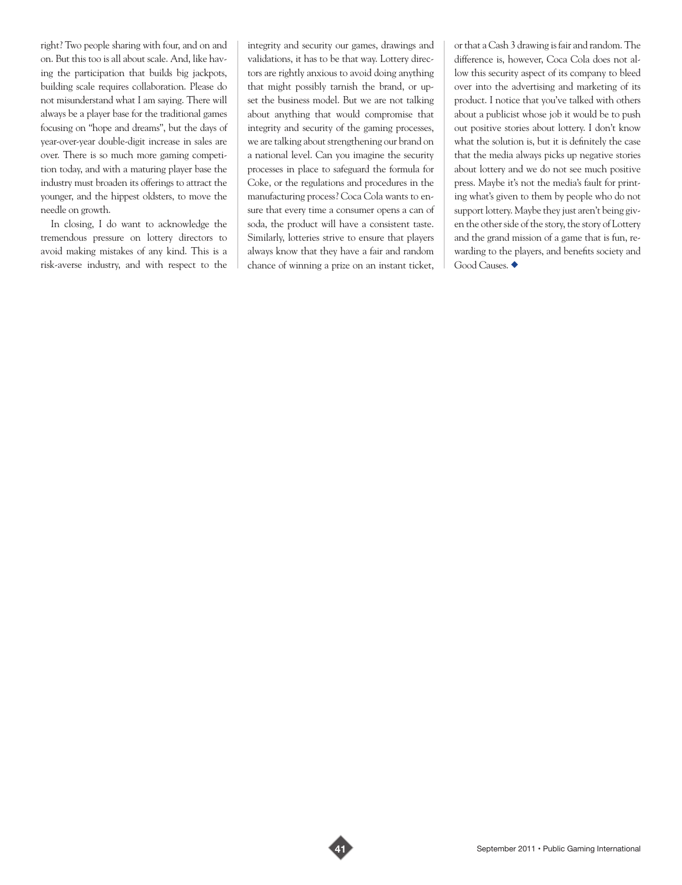right? Two people sharing with four, and on and on. But this too is all about scale. And, like having the participation that builds big jackpots, building scale requires collaboration. Please do not misunderstand what I am saying. There will always be a player base for the traditional games focusing on "hope and dreams", but the days of year-over-year double-digit increase in sales are over. There is so much more gaming competition today, and with a maturing player base the industry must broaden its offerings to attract the younger, and the hippest oldsters, to move the needle on growth.

In closing, I do want to acknowledge the tremendous pressure on lottery directors to avoid making mistakes of any kind. This is a risk-averse industry, and with respect to the integrity and security our games, drawings and validations, it has to be that way. Lottery directors are rightly anxious to avoid doing anything that might possibly tarnish the brand, or upset the business model. But we are not talking about anything that would compromise that integrity and security of the gaming processes, we are talking about strengthening our brand on a national level. Can you imagine the security processes in place to safeguard the formula for Coke, or the regulations and procedures in the manufacturing process? Coca Cola wants to ensure that every time a consumer opens a can of soda, the product will have a consistent taste. Similarly, lotteries strive to ensure that players always know that they have a fair and random chance of winning a prize on an instant ticket, or that a Cash 3 drawing is fair and random. The difference is, however, Coca Cola does not allow this security aspect of its company to bleed over into the advertising and marketing of its product. I notice that you've talked with others about a publicist whose job it would be to push out positive stories about lottery. I don't know what the solution is, but it is definitely the case that the media always picks up negative stories about lottery and we do not see much positive press. Maybe it's not the media's fault for printing what's given to them by people who do not support lottery. Maybe they just aren't being given the other side of the story, the story of Lottery and the grand mission of a game that is fun, rewarding to the players, and benefits society and Good Causes. ◆